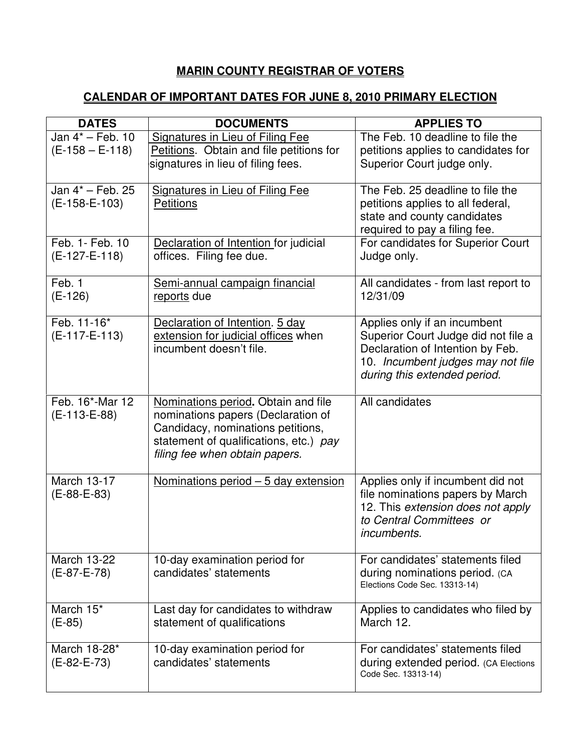# MARIN COUNTY REGISTRAR OF VOTERS

## CALENDAR OF IMPORTANT DATES FOR JUNE 8, 2010 PRIMARY ELECTION

| DATES | DOCUMENTS | APPLIES TO |
|---|---|---|
| Jan 4* – Feb. 10 (E-158 – E-118) | Signatures in Lieu of Filing Fee Petitions. Obtain and file petitions for signatures in lieu of filing fees. | The Feb. 10 deadline to file the petitions applies to candidates for Superior Court judge only. |
| Jan 4* – Feb. 25 (E-158-E-103) | Signatures in Lieu of Filing Fee Petitions | The Feb. 25 deadline to file the petitions applies to all federal, state and county candidates required to pay a filing fee. |
| Feb. 1- Feb. 10 (E-127-E-118) | Declaration of Intention for judicial offices. Filing fee due. | For candidates for Superior Court Judge only. |
| Feb. 1 (E-126) | Semi-annual campaign financial reports due | All candidates - from last report to 12/31/09 |
| Feb. 11-16* (E-117-E-113) | Declaration of Intention. 5 day extension for judicial offices when incumbent doesn't file. | Applies only if an incumbent Superior Court Judge did not file a Declaration of Intention by Feb. 10. *Incumbent judges may not file during this extended period.* |
| Feb. 16*-Mar 12 (E-113-E-88) | Nominations period**.** Obtain and file nominations papers (Declaration of Candidacy, nominations petitions, statement of qualifications, etc.) *pay filing fee when obtain papers.* | All candidates |
| March 13-17 (E-88-E-83) | Nominations period – 5 day extension | Applies only if incumbent did not file nominations papers by March 12. This *extension does not apply to Central Committees or incumbents.* |
| March 13-22 (E-87-E-78) | 10-day examination period for candidates' statements | For candidates' statements filed during nominations period. (CA Elections Code Sec. 13313-14) |
| March 15* (E-85) | Last day for candidates to withdraw statement of qualifications | Applies to candidates who filed by March 12. |
| March 18-28* (E-82-E-73) | 10-day examination period for candidates' statements | For candidates' statements filed during extended period. (CA Elections Code Sec. 13313-14) |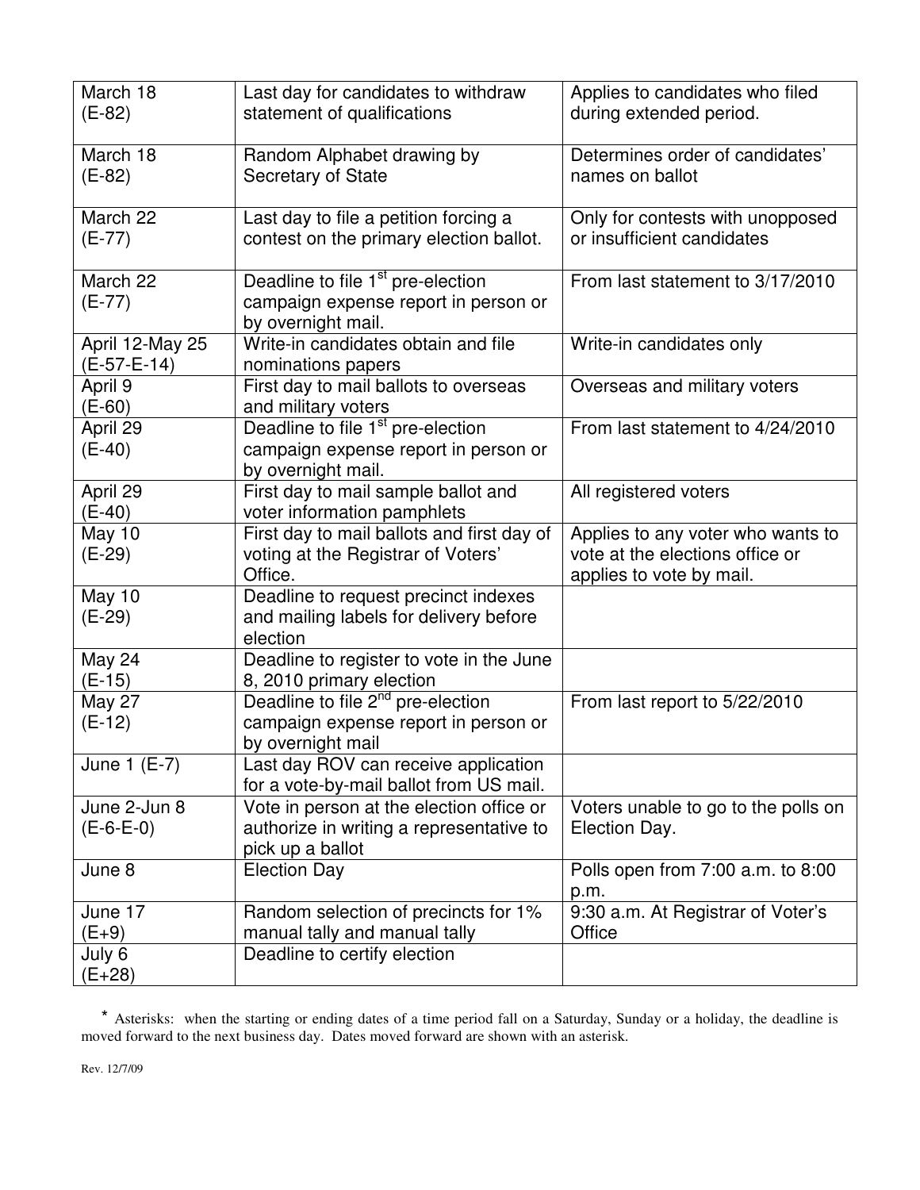| | | |
|---|---|---|
| March 18 (E-82) | Last day for candidates to withdraw statement of qualifications | Applies to candidates who filed during extended period. |
| March 18 (E-82) | Random Alphabet drawing by Secretary of State | Determines order of candidates' names on ballot |
| March 22 (E-77) | Last day to file a petition forcing a contest on the primary election ballot. | Only for contests with unopposed or insufficient candidates |
| March 22 (E-77) | Deadline to file 1st pre-election campaign expense report in person or by overnight mail. | From last statement to 3/17/2010 |
| April 12-May 25 (E-57-E-14) | Write-in candidates obtain and file nominations papers | Write-in candidates only |
| April 9 (E-60) | First day to mail ballots to overseas and military voters | Overseas and military voters |
| April 29 (E-40) | Deadline to file 1st pre-election campaign expense report in person or by overnight mail. | From last statement to 4/24/2010 |
| April 29 (E-40) | First day to mail sample ballot and voter information pamphlets | All registered voters |
| May 10 (E-29) | First day to mail ballots and first day of voting at the Registrar of Voters' Office. | Applies to any voter who wants to vote at the elections office or applies to vote by mail. |
| May 10 (E-29) | Deadline to request precinct indexes and mailing labels for delivery before election | |
| May 24 (E-15) | Deadline to register to vote in the June 8, 2010 primary election | |
| May 27 (E-12) | Deadline to file 2nd pre-election campaign expense report in person or by overnight mail | From last report to 5/22/2010 |
| June 1 (E-7) | Last day ROV can receive application for a vote-by-mail ballot from US mail. | |
| June 2-Jun 8 (E-6-E-0) | Vote in person at the election office or authorize in writing a representative to pick up a ballot | Voters unable to go to the polls on Election Day. |
| June 8 | Election Day | Polls open from 7:00 a.m. to 8:00 p.m. |
| June 17 (E+9) | Random selection of precincts for 1% manual tally and manual tally | 9:30 a.m. At Registrar of Voter's Office |
| July 6 (E+28) | Deadline to certify election | |

* Asterisks: when the starting or ending dates of a time period fall on a Saturday, Sunday or a holiday, the deadline is moved forward to the next business day. Dates moved forward are shown with an asterisk.

Rev. 12/7/09